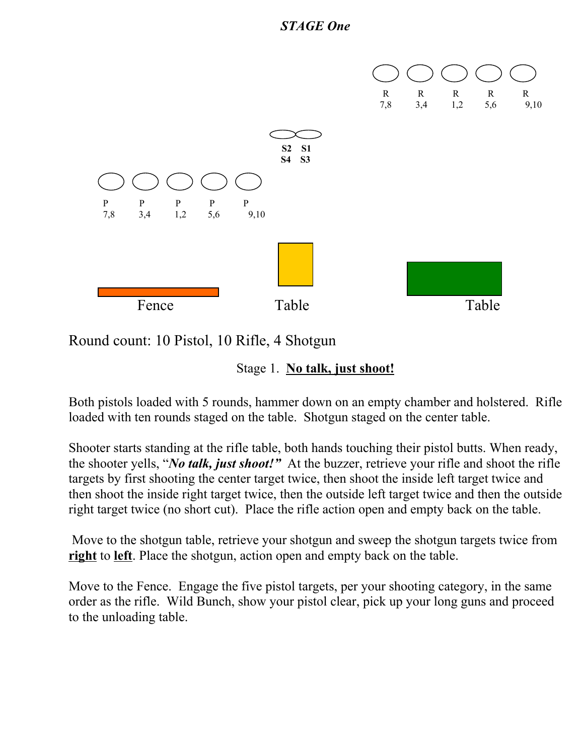# *STAGE One*

R 7,8 | R 3,4 | R 1,2 | R 5,6 | R 9,10

S2 S1
S4 S3

P 7,8 | P 3,4 | P 1,2 | P 5,6 | P 9,10

Fence | Table | Table

Round count: 10 Pistol, 10 Rifle, 4 Shotgun

Stage 1. **No talk, just shoot!**

Both pistols loaded with 5 rounds, hammer down on an empty chamber and holstered. Rifle loaded with ten rounds staged on the table. Shotgun staged on the center table.

Shooter starts standing at the rifle table, both hands touching their pistol butts. When ready, the shooter yells, "***No talk, just shoot!"*** At the buzzer, retrieve your rifle and shoot the rifle targets by first shooting the center target twice, then shoot the inside left target twice and then shoot the inside right target twice, then the outside left target twice and then the outside right target twice (no short cut). Place the rifle action open and empty back on the table.

Move to the shotgun table, retrieve your shotgun and sweep the shotgun targets twice from **right** to **left**. Place the shotgun, action open and empty back on the table.

Move to the Fence. Engage the five pistol targets, per your shooting category, in the same order as the rifle. Wild Bunch, show your pistol clear, pick up your long guns and proceed to the unloading table.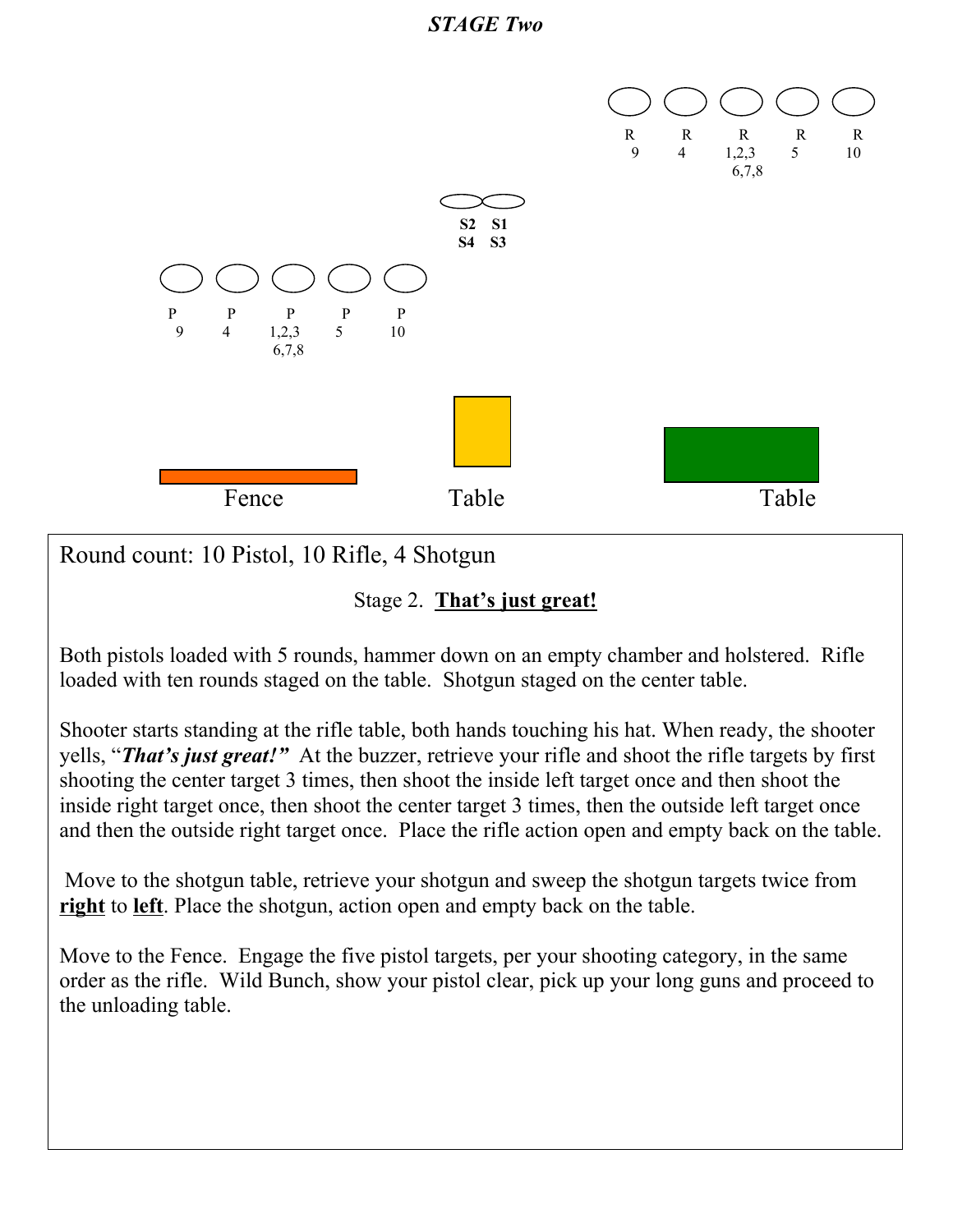# *STAGE Two*

R 9 &nbsp;&nbsp; R 4 &nbsp;&nbsp; R 1,2,3 6,7,8 &nbsp;&nbsp; R 5 &nbsp;&nbsp; R 10

**S2 S4** &nbsp;&nbsp; **S1 S3**

P 9 &nbsp;&nbsp; P 4 &nbsp;&nbsp; P 1,2,3 6,7,8 &nbsp;&nbsp; P 5 &nbsp;&nbsp; P 10

Fence &nbsp;&nbsp;&nbsp;&nbsp; Table &nbsp;&nbsp;&nbsp;&nbsp; Table

Round count: 10 Pistol, 10 Rifle, 4 Shotgun

Stage 2. **That's just great!**

Both pistols loaded with 5 rounds, hammer down on an empty chamber and holstered. Rifle loaded with ten rounds staged on the table. Shotgun staged on the center table.

Shooter starts standing at the rifle table, both hands touching his hat. When ready, the shooter yells, "***That's just great!***" At the buzzer, retrieve your rifle and shoot the rifle targets by first shooting the center target 3 times, then shoot the inside left target once and then shoot the inside right target once, then shoot the center target 3 times, then the outside left target once and then the outside right target once. Place the rifle action open and empty back on the table.

Move to the shotgun table, retrieve your shotgun and sweep the shotgun targets twice from **right** to **left**. Place the shotgun, action open and empty back on the table.

Move to the Fence. Engage the five pistol targets, per your shooting category, in the same order as the rifle. Wild Bunch, show your pistol clear, pick up your long guns and proceed to the unloading table.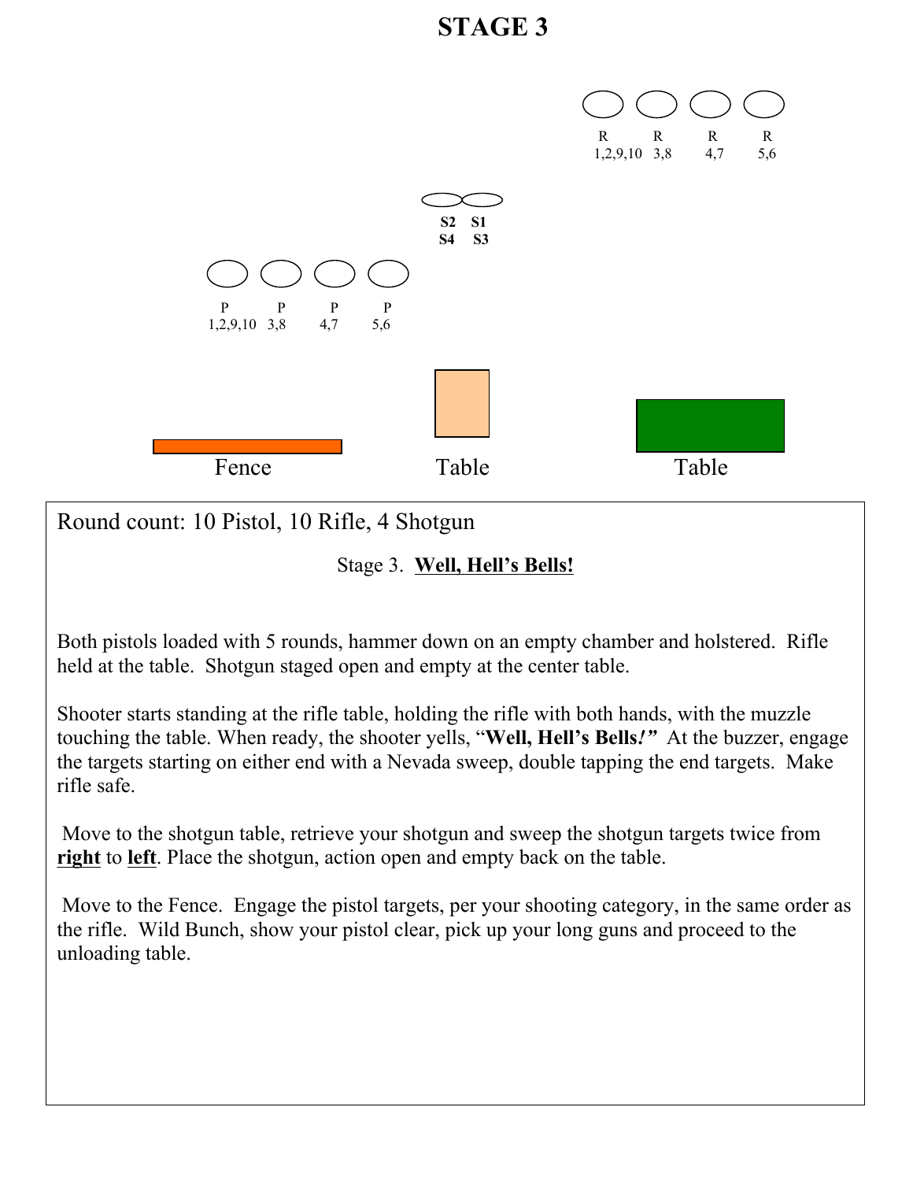# STAGE 3

R 1,2,9,10 &nbsp;&nbsp; R 3,8 &nbsp;&nbsp; R 4,7 &nbsp;&nbsp; R 5,6

**S2 S1**
**S4 S3**

P 1,2,9,10 &nbsp;&nbsp; P 3,8 &nbsp;&nbsp; P 4,7 &nbsp;&nbsp; P 5,6

Fence &nbsp;&nbsp; Table &nbsp;&nbsp; Table

Round count: 10 Pistol, 10 Rifle, 4 Shotgun

Stage 3. **Well, Hell's Bells!**

Both pistols loaded with 5 rounds, hammer down on an empty chamber and holstered. Rifle held at the table. Shotgun staged open and empty at the center table.

Shooter starts standing at the rifle table, holding the rifle with both hands, with the muzzle touching the table. When ready, the shooter yells, "**Well, Hell's Bells!**" At the buzzer, engage the targets starting on either end with a Nevada sweep, double tapping the end targets. Make rifle safe.

Move to the shotgun table, retrieve your shotgun and sweep the shotgun targets twice from **right** to **left**. Place the shotgun, action open and empty back on the table.

Move to the Fence. Engage the pistol targets, per your shooting category, in the same order as the rifle. Wild Bunch, show your pistol clear, pick up your long guns and proceed to the unloading table.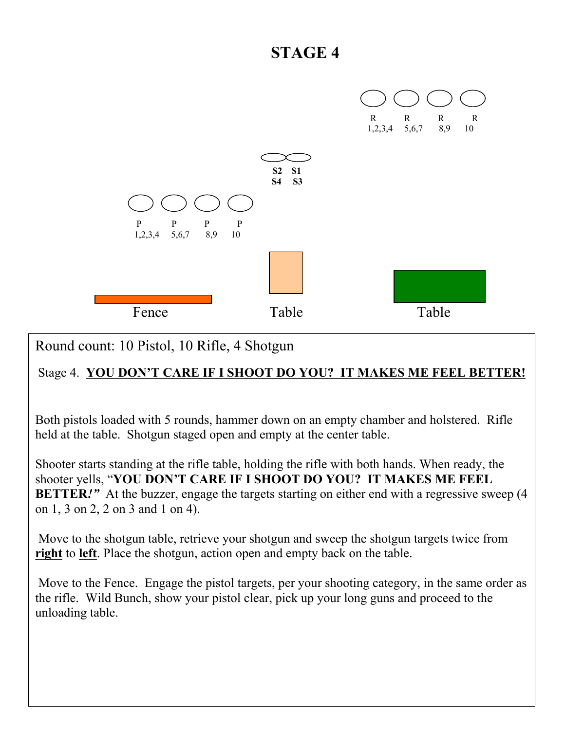# STAGE 4

R R R R
1,2,3,4 5,6,7 8,9 10

S2 S1
S4 S3

P P P P
1,2,3,4 5,6,7 8,9 10

Fence Table Table

Round count: 10 Pistol, 10 Rifle, 4 Shotgun

Stage 4. **YOU DON'T CARE IF I SHOOT DO YOU? IT MAKES ME FEEL BETTER!**

Both pistols loaded with 5 rounds, hammer down on an empty chamber and holstered. Rifle held at the table. Shotgun staged open and empty at the center table.

Shooter starts standing at the rifle table, holding the rifle with both hands. When ready, the shooter yells, "**YOU DON'T CARE IF I SHOOT DO YOU? IT MAKES ME FEEL BETTER!**" At the buzzer, engage the targets starting on either end with a regressive sweep (4 on 1, 3 on 2, 2 on 3 and 1 on 4).

Move to the shotgun table, retrieve your shotgun and sweep the shotgun targets twice from **right** to **left**. Place the shotgun, action open and empty back on the table.

Move to the Fence. Engage the pistol targets, per your shooting category, in the same order as the rifle. Wild Bunch, show your pistol clear, pick up your long guns and proceed to the unloading table.